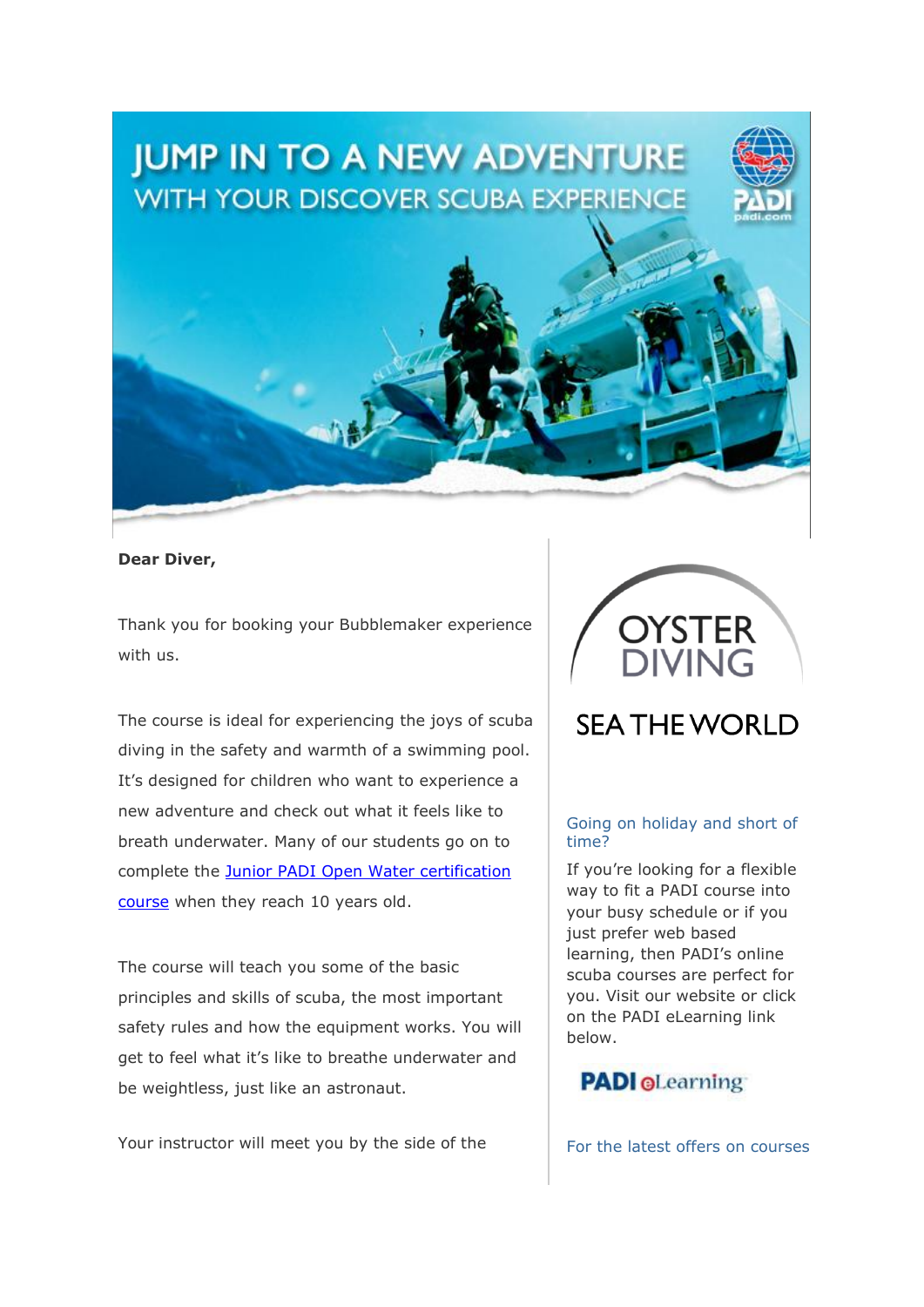# JUMP IN TO A NEW ADVENTURE

## WITH YOUR DISCOVER SCUBA EXPERIENCE

**Dear Diver,**

Thank you for booking your Bubblemaker experience with us.

The course is ideal for experiencing the joys of scuba diving in the safety and warmth of a swimming pool. It's designed for children who want to experience a new adventure and check out what it feels like to breath underwater. Many of our students go on to complete the [Junior PADI Open Water certification course]() when they reach 10 years old.

The course will teach you some of the basic principles and skills of scuba, the most important safety rules and how the equipment works. You will get to feel what it's like to breathe underwater and be weightless, just like an astronaut.

Your instructor will meet you by the side of the

OYSTER DIVING

SEA THE WORLD

### Going on holiday and short of time?

If you're looking for a flexible way to fit a PADI course into your busy schedule or if you just prefer web based learning, then PADI's online scuba courses are perfect for you. Visit our website or click on the PADI eLearning link below.

PADI eLearning

For the latest offers on courses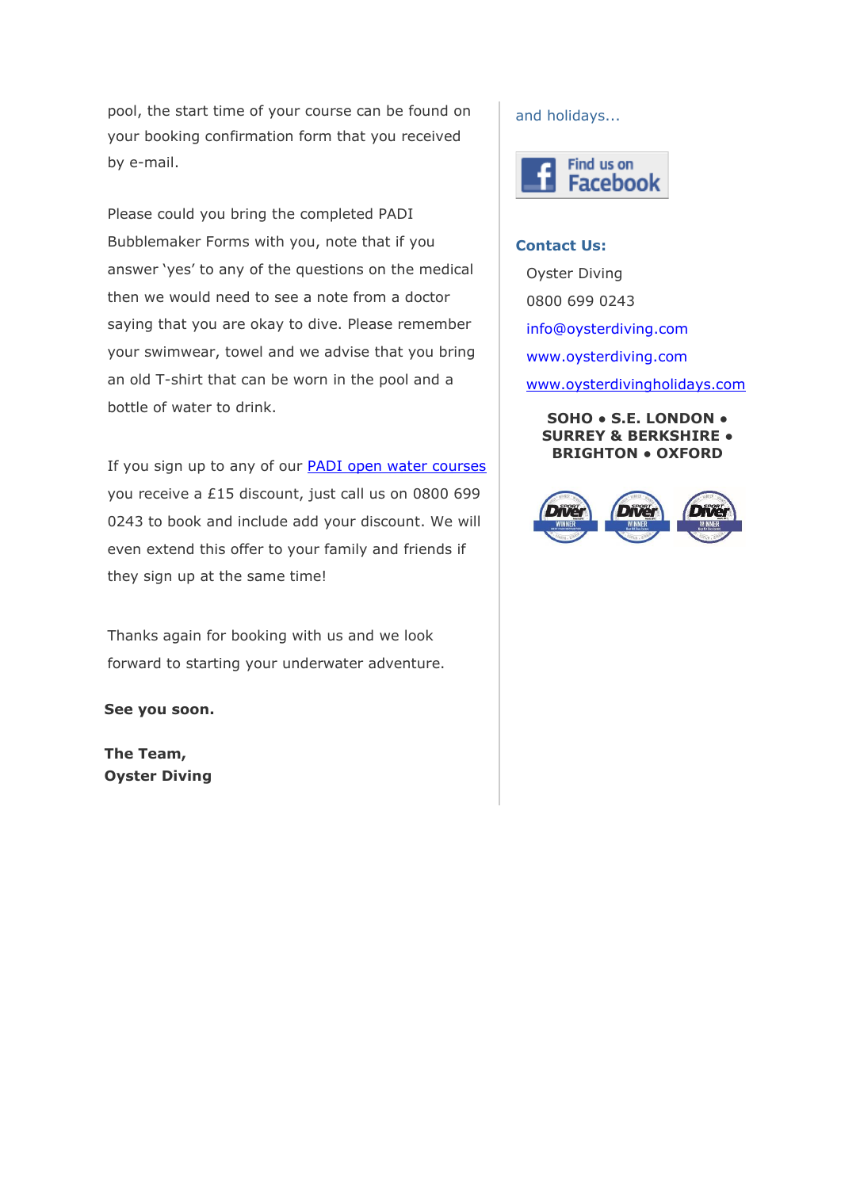pool, the start time of your course can be found on your booking confirmation form that you received by e-mail.

Please could you bring the completed PADI Bubblemaker Forms with you, note that if you answer 'yes' to any of the questions on the medical then we would need to see a note from a doctor saying that you are okay to dive. Please remember your swimwear, towel and we advise that you bring an old T-shirt that can be worn in the pool and a bottle of water to drink.

If you sign up to any of our PADI open water courses you receive a £15 discount, just call us on 0800 699 0243 to book and include add your discount. We will even extend this offer to your family and friends if they sign up at the same time!

Thanks again for booking with us and we look forward to starting your underwater adventure.

**See you soon.**

**The Team,**
**Oyster Diving**

and holidays...

Find us on Facebook

**Contact Us:**

Oyster Diving
0800 699 0243
info@oysterdiving.com
www.oysterdiving.com
www.oysterdivingholidays.com

**SOHO • S.E. LONDON • SURREY & BERKSHIRE • BRIGHTON • OXFORD**